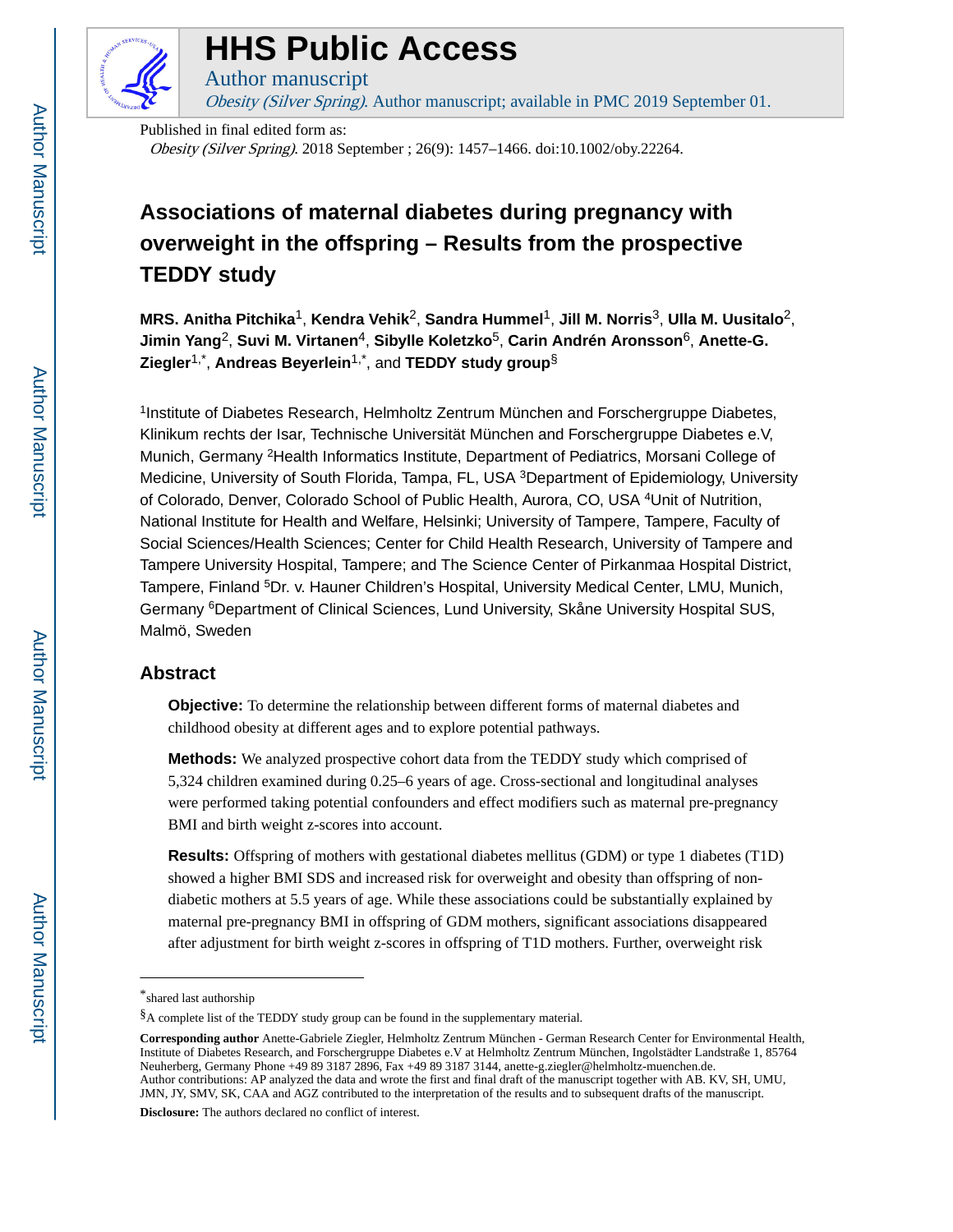# HHS Public Access

Author manuscript

*Obesity (Silver Spring)*. Author manuscript; available in PMC 2019 September 01.

Published in final edited form as:

*Obesity (Silver Spring)*. 2018 September ; 26(9): 1457–1466. doi:10.1002/oby.22264.

# Associations of maternal diabetes during pregnancy with overweight in the offspring – Results from the prospective TEDDY study

**MRS. Anitha Pitchika**[1], **Kendra Vehik**[2], **Sandra Hummel**[1], **Jill M. Norris**[3], **Ulla M. Uusitalo**[2], **Jimin Yang**[2], **Suvi M. Virtanen**[4], **Sibylle Koletzko**[5], **Carin Andrén Aronsson**[6], **Anette-G. Ziegler**[1,*], **Andreas Beyerlein**[1,*], and **TEDDY study group**[§]

[1]Institute of Diabetes Research, Helmholtz Zentrum München and Forschergruppe Diabetes, Klinikum rechts der Isar, Technische Universität München and Forschergruppe Diabetes e.V, Munich, Germany [2]Health Informatics Institute, Department of Pediatrics, Morsani College of Medicine, University of South Florida, Tampa, FL, USA [3]Department of Epidemiology, University of Colorado, Denver, Colorado School of Public Health, Aurora, CO, USA [4]Unit of Nutrition, National Institute for Health and Welfare, Helsinki; University of Tampere, Tampere, Faculty of Social Sciences/Health Sciences; Center for Child Health Research, University of Tampere and Tampere University Hospital, Tampere; and The Science Center of Pirkanmaa Hospital District, Tampere, Finland [5]Dr. v. Hauner Children's Hospital, University Medical Center, LMU, Munich, Germany [6]Department of Clinical Sciences, Lund University, Skåne University Hospital SUS, Malmö, Sweden

## Abstract

**Objective:** To determine the relationship between different forms of maternal diabetes and childhood obesity at different ages and to explore potential pathways.

**Methods:** We analyzed prospective cohort data from the TEDDY study which comprised of 5,324 children examined during 0.25–6 years of age. Cross-sectional and longitudinal analyses were performed taking potential confounders and effect modifiers such as maternal pre-pregnancy BMI and birth weight z-scores into account.

**Results:** Offspring of mothers with gestational diabetes mellitus (GDM) or type 1 diabetes (T1D) showed a higher BMI SDS and increased risk for overweight and obesity than offspring of non-diabetic mothers at 5.5 years of age. While these associations could be substantially explained by maternal pre-pregnancy BMI in offspring of GDM mothers, significant associations disappeared after adjustment for birth weight z-scores in offspring of T1D mothers. Further, overweight risk

---

*shared last authorship

§A complete list of the TEDDY study group can be found in the supplementary material.

**Corresponding author** Anette-Gabriele Ziegler, Helmholtz Zentrum München - German Research Center for Environmental Health, Institute of Diabetes Research, and Forschergruppe Diabetes e.V at Helmholtz Zentrum München, Ingolstädter Landstraße 1, 85764 Neuherberg, Germany Phone +49 89 3187 2896, Fax +49 89 3187 3144, anette-g.ziegler@helmholtz-muenchen.de.

Author contributions: AP analyzed the data and wrote the first and final draft of the manuscript together with AB. KV, SH, UMU, JMN, JY, SMV, SK, CAA and AGZ contributed to the interpretation of the results and to subsequent drafts of the manuscript.

**Disclosure:** The authors declared no conflict of interest.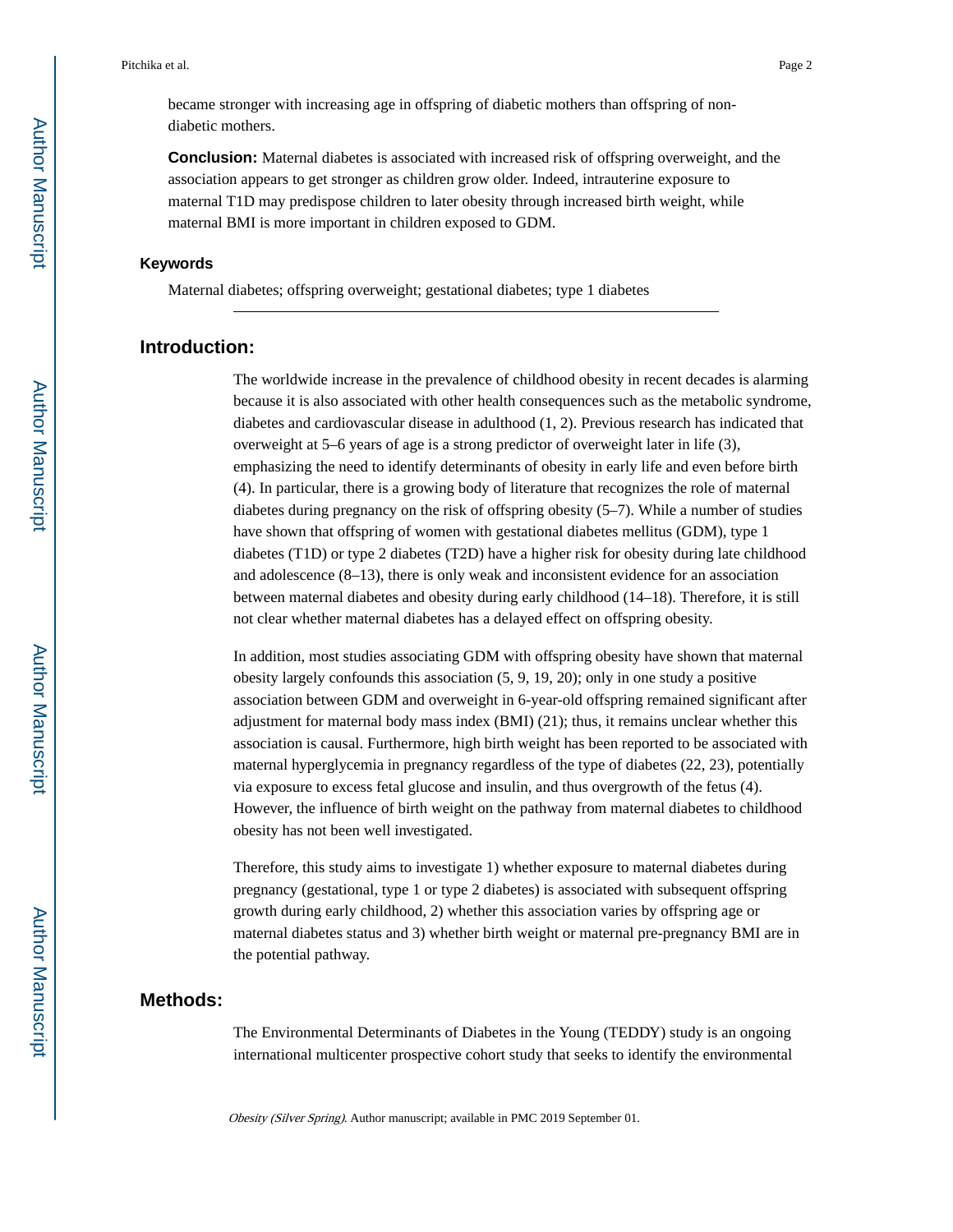became stronger with increasing age in offspring of diabetic mothers than offspring of non-diabetic mothers.

**Conclusion:** Maternal diabetes is associated with increased risk of offspring overweight, and the association appears to get stronger as children grow older. Indeed, intrauterine exposure to maternal T1D may predispose children to later obesity through increased birth weight, while maternal BMI is more important in children exposed to GDM.

### Keywords

Maternal diabetes; offspring overweight; gestational diabetes; type 1 diabetes

## Introduction:

The worldwide increase in the prevalence of childhood obesity in recent decades is alarming because it is also associated with other health consequences such as the metabolic syndrome, diabetes and cardiovascular disease in adulthood (1, 2). Previous research has indicated that overweight at 5–6 years of age is a strong predictor of overweight later in life (3), emphasizing the need to identify determinants of obesity in early life and even before birth (4). In particular, there is a growing body of literature that recognizes the role of maternal diabetes during pregnancy on the risk of offspring obesity (5–7). While a number of studies have shown that offspring of women with gestational diabetes mellitus (GDM), type 1 diabetes (T1D) or type 2 diabetes (T2D) have a higher risk for obesity during late childhood and adolescence (8–13), there is only weak and inconsistent evidence for an association between maternal diabetes and obesity during early childhood (14–18). Therefore, it is still not clear whether maternal diabetes has a delayed effect on offspring obesity.

In addition, most studies associating GDM with offspring obesity have shown that maternal obesity largely confounds this association (5, 9, 19, 20); only in one study a positive association between GDM and overweight in 6-year-old offspring remained significant after adjustment for maternal body mass index (BMI) (21); thus, it remains unclear whether this association is causal. Furthermore, high birth weight has been reported to be associated with maternal hyperglycemia in pregnancy regardless of the type of diabetes (22, 23), potentially via exposure to excess fetal glucose and insulin, and thus overgrowth of the fetus (4). However, the influence of birth weight on the pathway from maternal diabetes to childhood obesity has not been well investigated.

Therefore, this study aims to investigate 1) whether exposure to maternal diabetes during pregnancy (gestational, type 1 or type 2 diabetes) is associated with subsequent offspring growth during early childhood, 2) whether this association varies by offspring age or maternal diabetes status and 3) whether birth weight or maternal pre-pregnancy BMI are in the potential pathway.

## Methods:

The Environmental Determinants of Diabetes in the Young (TEDDY) study is an ongoing international multicenter prospective cohort study that seeks to identify the environmental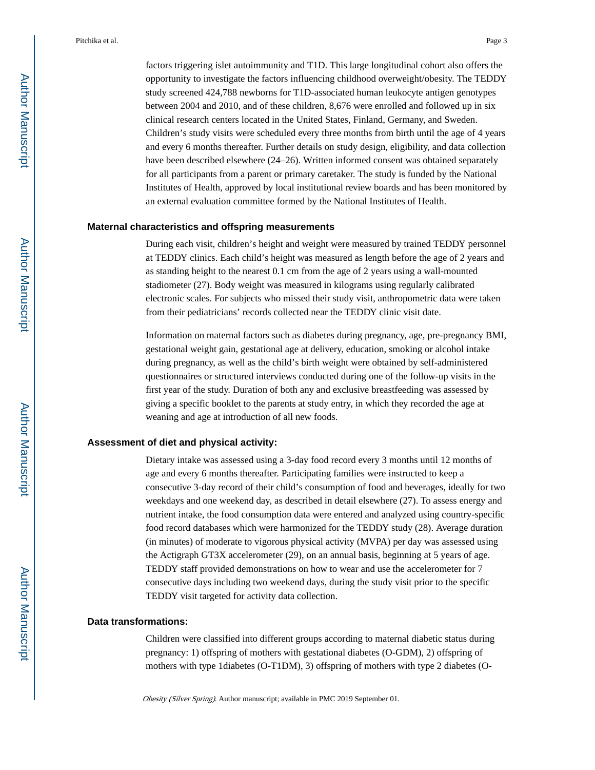factors triggering islet autoimmunity and T1D. This large longitudinal cohort also offers the opportunity to investigate the factors influencing childhood overweight/obesity. The TEDDY study screened 424,788 newborns for T1D-associated human leukocyte antigen genotypes between 2004 and 2010, and of these children, 8,676 were enrolled and followed up in six clinical research centers located in the United States, Finland, Germany, and Sweden. Children's study visits were scheduled every three months from birth until the age of 4 years and every 6 months thereafter. Further details on study design, eligibility, and data collection have been described elsewhere (24–26). Written informed consent was obtained separately for all participants from a parent or primary caretaker. The study is funded by the National Institutes of Health, approved by local institutional review boards and has been monitored by an external evaluation committee formed by the National Institutes of Health.

## Maternal characteristics and offspring measurements

During each visit, children's height and weight were measured by trained TEDDY personnel at TEDDY clinics. Each child's height was measured as length before the age of 2 years and as standing height to the nearest 0.1 cm from the age of 2 years using a wall-mounted stadiometer (27). Body weight was measured in kilograms using regularly calibrated electronic scales. For subjects who missed their study visit, anthropometric data were taken from their pediatricians' records collected near the TEDDY clinic visit date.

Information on maternal factors such as diabetes during pregnancy, age, pre-pregnancy BMI, gestational weight gain, gestational age at delivery, education, smoking or alcohol intake during pregnancy, as well as the child's birth weight were obtained by self-administered questionnaires or structured interviews conducted during one of the follow-up visits in the first year of the study. Duration of both any and exclusive breastfeeding was assessed by giving a specific booklet to the parents at study entry, in which they recorded the age at weaning and age at introduction of all new foods.

## Assessment of diet and physical activity:

Dietary intake was assessed using a 3-day food record every 3 months until 12 months of age and every 6 months thereafter. Participating families were instructed to keep a consecutive 3-day record of their child's consumption of food and beverages, ideally for two weekdays and one weekend day, as described in detail elsewhere (27). To assess energy and nutrient intake, the food consumption data were entered and analyzed using country-specific food record databases which were harmonized for the TEDDY study (28). Average duration (in minutes) of moderate to vigorous physical activity (MVPA) per day was assessed using the Actigraph GT3X accelerometer (29), on an annual basis, beginning at 5 years of age. TEDDY staff provided demonstrations on how to wear and use the accelerometer for 7 consecutive days including two weekend days, during the study visit prior to the specific TEDDY visit targeted for activity data collection.

## Data transformations:

Children were classified into different groups according to maternal diabetic status during pregnancy: 1) offspring of mothers with gestational diabetes (O-GDM), 2) offspring of mothers with type 1diabetes (O-T1DM), 3) offspring of mothers with type 2 diabetes (O-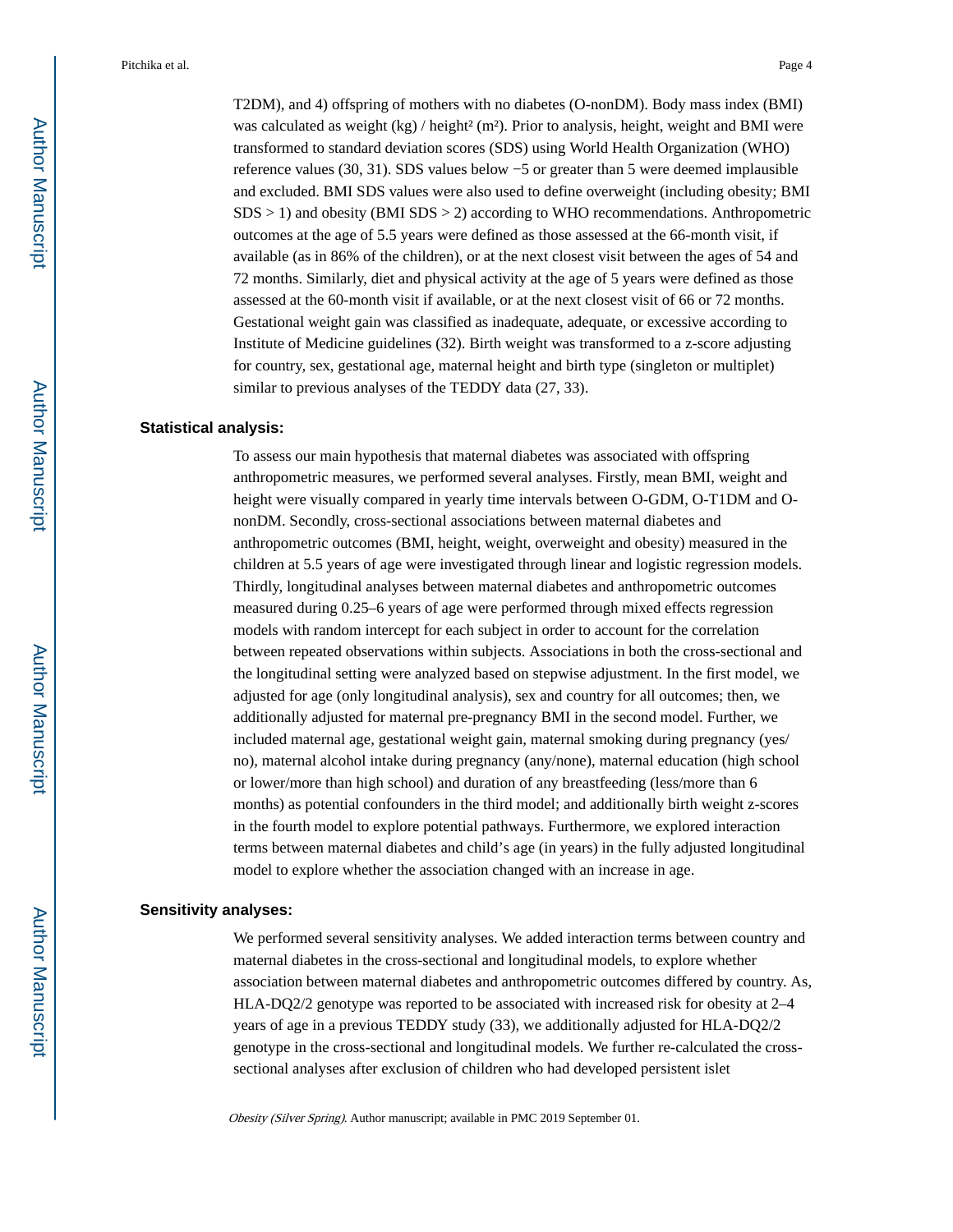T2DM), and 4) offspring of mothers with no diabetes (O-nonDM). Body mass index (BMI) was calculated as weight (kg) / height² (m²). Prior to analysis, height, weight and BMI were transformed to standard deviation scores (SDS) using World Health Organization (WHO) reference values (30, 31). SDS values below −5 or greater than 5 were deemed implausible and excluded. BMI SDS values were also used to define overweight (including obesity; BMI SDS > 1) and obesity (BMI SDS > 2) according to WHO recommendations. Anthropometric outcomes at the age of 5.5 years were defined as those assessed at the 66-month visit, if available (as in 86% of the children), or at the next closest visit between the ages of 54 and 72 months. Similarly, diet and physical activity at the age of 5 years were defined as those assessed at the 60-month visit if available, or at the next closest visit of 66 or 72 months. Gestational weight gain was classified as inadequate, adequate, or excessive according to Institute of Medicine guidelines (32). Birth weight was transformed to a z-score adjusting for country, sex, gestational age, maternal height and birth type (singleton or multiplet) similar to previous analyses of the TEDDY data (27, 33).

### Statistical analysis:

To assess our main hypothesis that maternal diabetes was associated with offspring anthropometric measures, we performed several analyses. Firstly, mean BMI, weight and height were visually compared in yearly time intervals between O-GDM, O-T1DM and O-nonDM. Secondly, cross-sectional associations between maternal diabetes and anthropometric outcomes (BMI, height, weight, overweight and obesity) measured in the children at 5.5 years of age were investigated through linear and logistic regression models. Thirdly, longitudinal analyses between maternal diabetes and anthropometric outcomes measured during 0.25–6 years of age were performed through mixed effects regression models with random intercept for each subject in order to account for the correlation between repeated observations within subjects. Associations in both the cross-sectional and the longitudinal setting were analyzed based on stepwise adjustment. In the first model, we adjusted for age (only longitudinal analysis), sex and country for all outcomes; then, we additionally adjusted for maternal pre-pregnancy BMI in the second model. Further, we included maternal age, gestational weight gain, maternal smoking during pregnancy (yes/no), maternal alcohol intake during pregnancy (any/none), maternal education (high school or lower/more than high school) and duration of any breastfeeding (less/more than 6 months) as potential confounders in the third model; and additionally birth weight z-scores in the fourth model to explore potential pathways. Furthermore, we explored interaction terms between maternal diabetes and child's age (in years) in the fully adjusted longitudinal model to explore whether the association changed with an increase in age.

### Sensitivity analyses:

We performed several sensitivity analyses. We added interaction terms between country and maternal diabetes in the cross-sectional and longitudinal models, to explore whether association between maternal diabetes and anthropometric outcomes differed by country. As, HLA-DQ2/2 genotype was reported to be associated with increased risk for obesity at 2–4 years of age in a previous TEDDY study (33), we additionally adjusted for HLA-DQ2/2 genotype in the cross-sectional and longitudinal models. We further re-calculated the cross-sectional analyses after exclusion of children who had developed persistent islet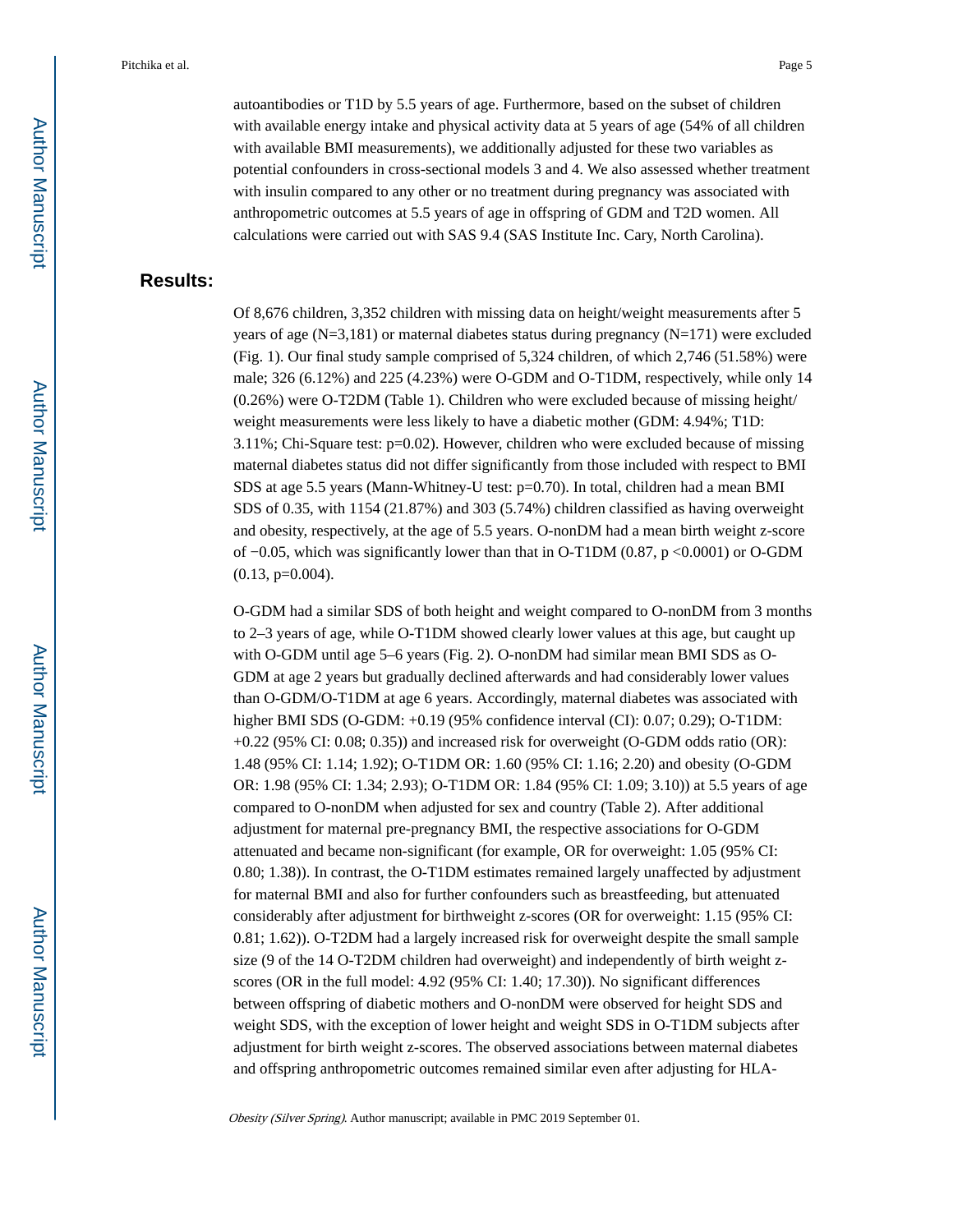autoantibodies or T1D by 5.5 years of age. Furthermore, based on the subset of children with available energy intake and physical activity data at 5 years of age (54% of all children with available BMI measurements), we additionally adjusted for these two variables as potential confounders in cross-sectional models 3 and 4. We also assessed whether treatment with insulin compared to any other or no treatment during pregnancy was associated with anthropometric outcomes at 5.5 years of age in offspring of GDM and T2D women. All calculations were carried out with SAS 9.4 (SAS Institute Inc. Cary, North Carolina).

## Results:

Of 8,676 children, 3,352 children with missing data on height/weight measurements after 5 years of age (N=3,181) or maternal diabetes status during pregnancy (N=171) were excluded (Fig. 1). Our final study sample comprised of 5,324 children, of which 2,746 (51.58%) were male; 326 (6.12%) and 225 (4.23%) were O-GDM and O-T1DM, respectively, while only 14 (0.26%) were O-T2DM (Table 1). Children who were excluded because of missing height/ weight measurements were less likely to have a diabetic mother (GDM: 4.94%; T1D: 3.11%; Chi-Square test: p=0.02). However, children who were excluded because of missing maternal diabetes status did not differ significantly from those included with respect to BMI SDS at age 5.5 years (Mann-Whitney-U test: p=0.70). In total, children had a mean BMI SDS of 0.35, with 1154 (21.87%) and 303 (5.74%) children classified as having overweight and obesity, respectively, at the age of 5.5 years. O-nonDM had a mean birth weight z-score of −0.05, which was significantly lower than that in O-T1DM (0.87, p <0.0001) or O-GDM (0.13, p=0.004).

O-GDM had a similar SDS of both height and weight compared to O-nonDM from 3 months to 2–3 years of age, while O-T1DM showed clearly lower values at this age, but caught up with O-GDM until age 5–6 years (Fig. 2). O-nonDM had similar mean BMI SDS as O-GDM at age 2 years but gradually declined afterwards and had considerably lower values than O-GDM/O-T1DM at age 6 years. Accordingly, maternal diabetes was associated with higher BMI SDS (O-GDM: +0.19 (95% confidence interval (CI): 0.07; 0.29); O-T1DM: +0.22 (95% CI: 0.08; 0.35)) and increased risk for overweight (O-GDM odds ratio (OR): 1.48 (95% CI: 1.14; 1.92); O-T1DM OR: 1.60 (95% CI: 1.16; 2.20) and obesity (O-GDM OR: 1.98 (95% CI: 1.34; 2.93); O-T1DM OR: 1.84 (95% CI: 1.09; 3.10)) at 5.5 years of age compared to O-nonDM when adjusted for sex and country (Table 2). After additional adjustment for maternal pre-pregnancy BMI, the respective associations for O-GDM attenuated and became non-significant (for example, OR for overweight: 1.05 (95% CI: 0.80; 1.38)). In contrast, the O-T1DM estimates remained largely unaffected by adjustment for maternal BMI and also for further confounders such as breastfeeding, but attenuated considerably after adjustment for birthweight z-scores (OR for overweight: 1.15 (95% CI: 0.81; 1.62)). O-T2DM had a largely increased risk for overweight despite the small sample size (9 of the 14 O-T2DM children had overweight) and independently of birth weight z-scores (OR in the full model: 4.92 (95% CI: 1.40; 17.30)). No significant differences between offspring of diabetic mothers and O-nonDM were observed for height SDS and weight SDS, with the exception of lower height and weight SDS in O-T1DM subjects after adjustment for birth weight z-scores. The observed associations between maternal diabetes and offspring anthropometric outcomes remained similar even after adjusting for HLA-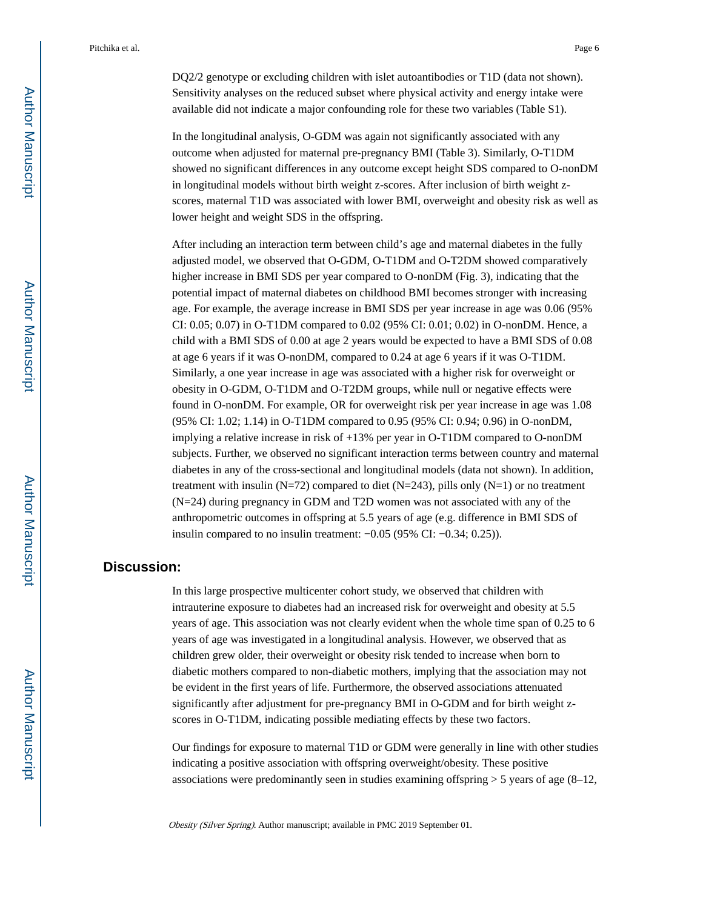DQ2/2 genotype or excluding children with islet autoantibodies or T1D (data not shown). Sensitivity analyses on the reduced subset where physical activity and energy intake were available did not indicate a major confounding role for these two variables (Table S1).

In the longitudinal analysis, O-GDM was again not significantly associated with any outcome when adjusted for maternal pre-pregnancy BMI (Table 3). Similarly, O-T1DM showed no significant differences in any outcome except height SDS compared to O-nonDM in longitudinal models without birth weight z-scores. After inclusion of birth weight z-scores, maternal T1D was associated with lower BMI, overweight and obesity risk as well as lower height and weight SDS in the offspring.

After including an interaction term between child's age and maternal diabetes in the fully adjusted model, we observed that O-GDM, O-T1DM and O-T2DM showed comparatively higher increase in BMI SDS per year compared to O-nonDM (Fig. 3), indicating that the potential impact of maternal diabetes on childhood BMI becomes stronger with increasing age. For example, the average increase in BMI SDS per year increase in age was 0.06 (95% CI: 0.05; 0.07) in O-T1DM compared to 0.02 (95% CI: 0.01; 0.02) in O-nonDM. Hence, a child with a BMI SDS of 0.00 at age 2 years would be expected to have a BMI SDS of 0.08 at age 6 years if it was O-nonDM, compared to 0.24 at age 6 years if it was O-T1DM. Similarly, a one year increase in age was associated with a higher risk for overweight or obesity in O-GDM, O-T1DM and O-T2DM groups, while null or negative effects were found in O-nonDM. For example, OR for overweight risk per year increase in age was 1.08 (95% CI: 1.02; 1.14) in O-T1DM compared to 0.95 (95% CI: 0.94; 0.96) in O-nonDM, implying a relative increase in risk of +13% per year in O-T1DM compared to O-nonDM subjects. Further, we observed no significant interaction terms between country and maternal diabetes in any of the cross-sectional and longitudinal models (data not shown). In addition, treatment with insulin (N=72) compared to diet (N=243), pills only (N=1) or no treatment (N=24) during pregnancy in GDM and T2D women was not associated with any of the anthropometric outcomes in offspring at 5.5 years of age (e.g. difference in BMI SDS of insulin compared to no insulin treatment: −0.05 (95% CI: −0.34; 0.25)).

## Discussion:

In this large prospective multicenter cohort study, we observed that children with intrauterine exposure to diabetes had an increased risk for overweight and obesity at 5.5 years of age. This association was not clearly evident when the whole time span of 0.25 to 6 years of age was investigated in a longitudinal analysis. However, we observed that as children grew older, their overweight or obesity risk tended to increase when born to diabetic mothers compared to non-diabetic mothers, implying that the association may not be evident in the first years of life. Furthermore, the observed associations attenuated significantly after adjustment for pre-pregnancy BMI in O-GDM and for birth weight z-scores in O-T1DM, indicating possible mediating effects by these two factors.

Our findings for exposure to maternal T1D or GDM were generally in line with other studies indicating a positive association with offspring overweight/obesity. These positive associations were predominantly seen in studies examining offspring > 5 years of age (8–12,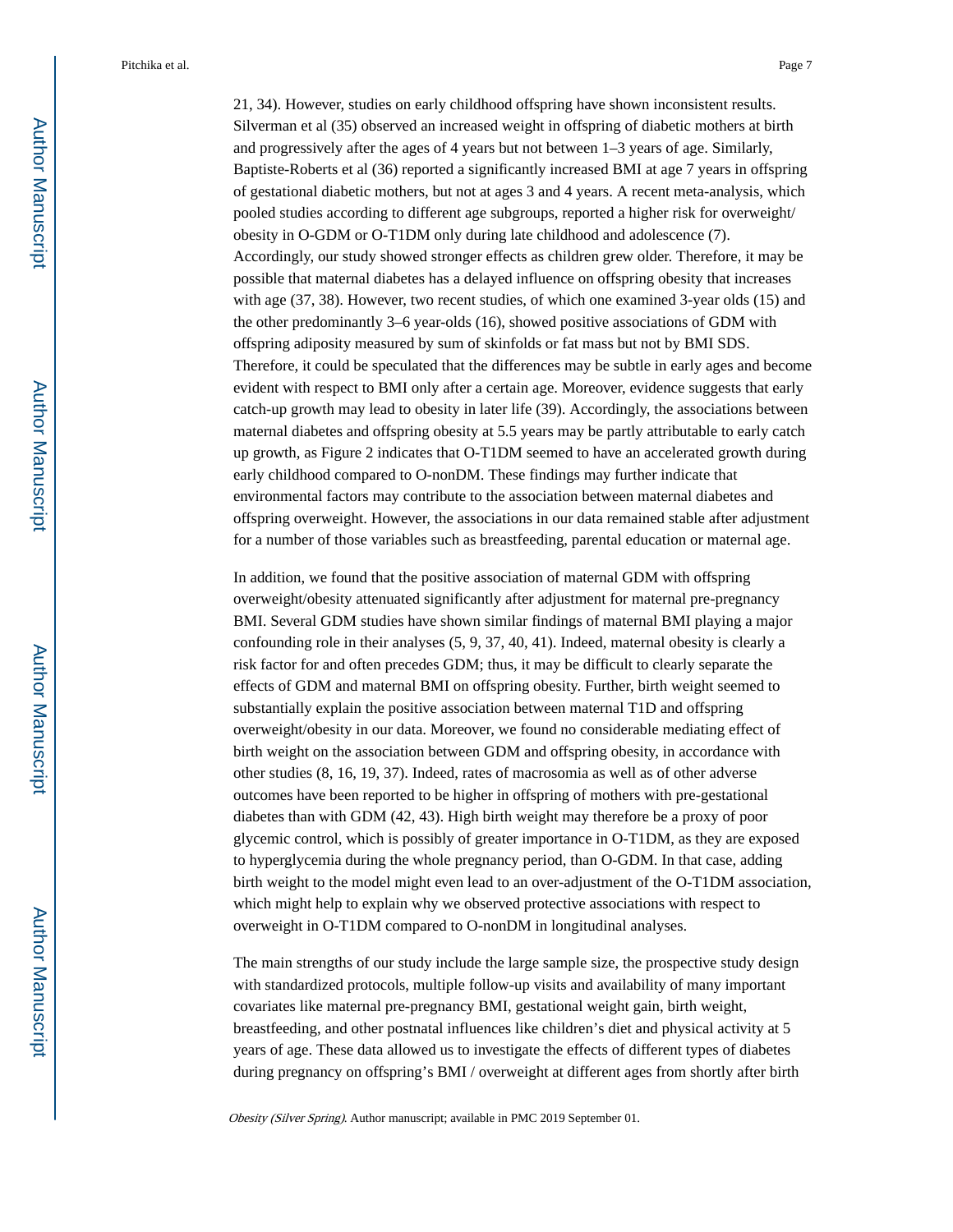21, 34). However, studies on early childhood offspring have shown inconsistent results. Silverman et al (35) observed an increased weight in offspring of diabetic mothers at birth and progressively after the ages of 4 years but not between 1–3 years of age. Similarly, Baptiste-Roberts et al (36) reported a significantly increased BMI at age 7 years in offspring of gestational diabetic mothers, but not at ages 3 and 4 years. A recent meta-analysis, which pooled studies according to different age subgroups, reported a higher risk for overweight/obesity in O-GDM or O-T1DM only during late childhood and adolescence (7). Accordingly, our study showed stronger effects as children grew older. Therefore, it may be possible that maternal diabetes has a delayed influence on offspring obesity that increases with age (37, 38). However, two recent studies, of which one examined 3-year olds (15) and the other predominantly 3–6 year-olds (16), showed positive associations of GDM with offspring adiposity measured by sum of skinfolds or fat mass but not by BMI SDS. Therefore, it could be speculated that the differences may be subtle in early ages and become evident with respect to BMI only after a certain age. Moreover, evidence suggests that early catch-up growth may lead to obesity in later life (39). Accordingly, the associations between maternal diabetes and offspring obesity at 5.5 years may be partly attributable to early catch up growth, as Figure 2 indicates that O-T1DM seemed to have an accelerated growth during early childhood compared to O-nonDM. These findings may further indicate that environmental factors may contribute to the association between maternal diabetes and offspring overweight. However, the associations in our data remained stable after adjustment for a number of those variables such as breastfeeding, parental education or maternal age.

In addition, we found that the positive association of maternal GDM with offspring overweight/obesity attenuated significantly after adjustment for maternal pre-pregnancy BMI. Several GDM studies have shown similar findings of maternal BMI playing a major confounding role in their analyses (5, 9, 37, 40, 41). Indeed, maternal obesity is clearly a risk factor for and often precedes GDM; thus, it may be difficult to clearly separate the effects of GDM and maternal BMI on offspring obesity. Further, birth weight seemed to substantially explain the positive association between maternal T1D and offspring overweight/obesity in our data. Moreover, we found no considerable mediating effect of birth weight on the association between GDM and offspring obesity, in accordance with other studies (8, 16, 19, 37). Indeed, rates of macrosomia as well as of other adverse outcomes have been reported to be higher in offspring of mothers with pre-gestational diabetes than with GDM (42, 43). High birth weight may therefore be a proxy of poor glycemic control, which is possibly of greater importance in O-T1DM, as they are exposed to hyperglycemia during the whole pregnancy period, than O-GDM. In that case, adding birth weight to the model might even lead to an over-adjustment of the O-T1DM association, which might help to explain why we observed protective associations with respect to overweight in O-T1DM compared to O-nonDM in longitudinal analyses.

The main strengths of our study include the large sample size, the prospective study design with standardized protocols, multiple follow-up visits and availability of many important covariates like maternal pre-pregnancy BMI, gestational weight gain, birth weight, breastfeeding, and other postnatal influences like children's diet and physical activity at 5 years of age. These data allowed us to investigate the effects of different types of diabetes during pregnancy on offspring's BMI / overweight at different ages from shortly after birth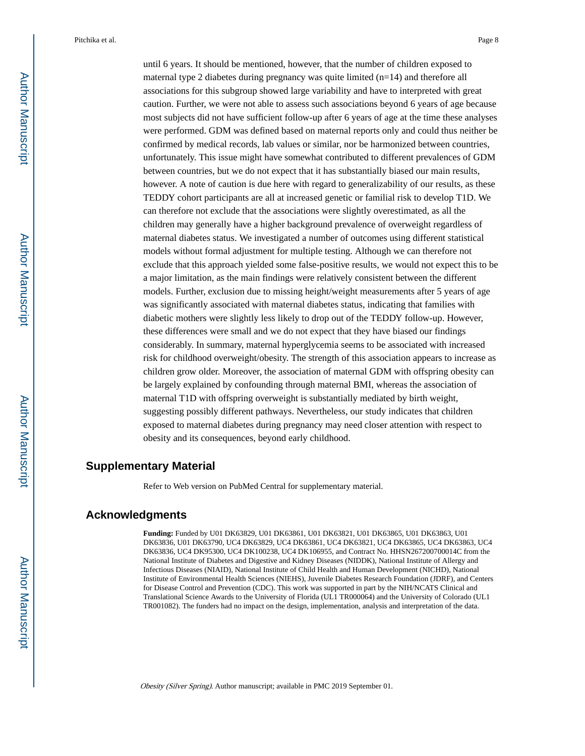until 6 years. It should be mentioned, however, that the number of children exposed to maternal type 2 diabetes during pregnancy was quite limited (n=14) and therefore all associations for this subgroup showed large variability and have to interpreted with great caution. Further, we were not able to assess such associations beyond 6 years of age because most subjects did not have sufficient follow-up after 6 years of age at the time these analyses were performed. GDM was defined based on maternal reports only and could thus neither be confirmed by medical records, lab values or similar, nor be harmonized between countries, unfortunately. This issue might have somewhat contributed to different prevalences of GDM between countries, but we do not expect that it has substantially biased our main results, however. A note of caution is due here with regard to generalizability of our results, as these TEDDY cohort participants are all at increased genetic or familial risk to develop T1D. We can therefore not exclude that the associations were slightly overestimated, as all the children may generally have a higher background prevalence of overweight regardless of maternal diabetes status. We investigated a number of outcomes using different statistical models without formal adjustment for multiple testing. Although we can therefore not exclude that this approach yielded some false-positive results, we would not expect this to be a major limitation, as the main findings were relatively consistent between the different models. Further, exclusion due to missing height/weight measurements after 5 years of age was significantly associated with maternal diabetes status, indicating that families with diabetic mothers were slightly less likely to drop out of the TEDDY follow-up. However, these differences were small and we do not expect that they have biased our findings considerably. In summary, maternal hyperglycemia seems to be associated with increased risk for childhood overweight/obesity. The strength of this association appears to increase as children grow older. Moreover, the association of maternal GDM with offspring obesity can be largely explained by confounding through maternal BMI, whereas the association of maternal T1D with offspring overweight is substantially mediated by birth weight, suggesting possibly different pathways. Nevertheless, our study indicates that children exposed to maternal diabetes during pregnancy may need closer attention with respect to obesity and its consequences, beyond early childhood.

## Supplementary Material

Refer to Web version on PubMed Central for supplementary material.

## Acknowledgments

**Funding:** Funded by U01 DK63829, U01 DK63861, U01 DK63821, U01 DK63865, U01 DK63863, U01 DK63836, U01 DK63790, UC4 DK63829, UC4 DK63861, UC4 DK63821, UC4 DK63865, UC4 DK63863, UC4 DK63836, UC4 DK95300, UC4 DK100238, UC4 DK106955, and Contract No. HHSN267200700014C from the National Institute of Diabetes and Digestive and Kidney Diseases (NIDDK), National Institute of Allergy and Infectious Diseases (NIAID), National Institute of Child Health and Human Development (NICHD), National Institute of Environmental Health Sciences (NIEHS), Juvenile Diabetes Research Foundation (JDRF), and Centers for Disease Control and Prevention (CDC). This work was supported in part by the NIH/NCATS Clinical and Translational Science Awards to the University of Florida (UL1 TR000064) and the University of Colorado (UL1 TR001082). The funders had no impact on the design, implementation, analysis and interpretation of the data.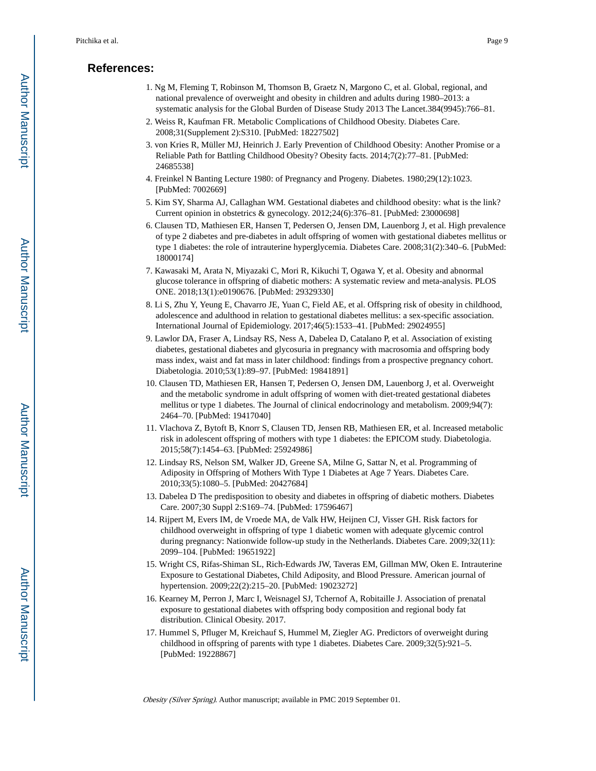## References:

1. Ng M, Fleming T, Robinson M, Thomson B, Graetz N, Margono C, et al. Global, regional, and national prevalence of overweight and obesity in children and adults during 1980–2013: a systematic analysis for the Global Burden of Disease Study 2013 The Lancet.384(9945):766–81.
2. Weiss R, Kaufman FR. Metabolic Complications of Childhood Obesity. Diabetes Care. 2008;31(Supplement 2):S310. [PubMed: 18227502]
3. von Kries R, Müller MJ, Heinrich J. Early Prevention of Childhood Obesity: Another Promise or a Reliable Path for Battling Childhood Obesity? Obesity facts. 2014;7(2):77–81. [PubMed: 24685538]
4. Freinkel N Banting Lecture 1980: of Pregnancy and Progeny. Diabetes. 1980;29(12):1023. [PubMed: 7002669]
5. Kim SY, Sharma AJ, Callaghan WM. Gestational diabetes and childhood obesity: what is the link? Current opinion in obstetrics & gynecology. 2012;24(6):376–81. [PubMed: 23000698]
6. Clausen TD, Mathiesen ER, Hansen T, Pedersen O, Jensen DM, Lauenborg J, et al. High prevalence of type 2 diabetes and pre-diabetes in adult offspring of women with gestational diabetes mellitus or type 1 diabetes: the role of intrauterine hyperglycemia. Diabetes Care. 2008;31(2):340–6. [PubMed: 18000174]
7. Kawasaki M, Arata N, Miyazaki C, Mori R, Kikuchi T, Ogawa Y, et al. Obesity and abnormal glucose tolerance in offspring of diabetic mothers: A systematic review and meta-analysis. PLOS ONE. 2018;13(1):e0190676. [PubMed: 29329330]
8. Li S, Zhu Y, Yeung E, Chavarro JE, Yuan C, Field AE, et al. Offspring risk of obesity in childhood, adolescence and adulthood in relation to gestational diabetes mellitus: a sex-specific association. International Journal of Epidemiology. 2017;46(5):1533–41. [PubMed: 29024955]
9. Lawlor DA, Fraser A, Lindsay RS, Ness A, Dabelea D, Catalano P, et al. Association of existing diabetes, gestational diabetes and glycosuria in pregnancy with macrosomia and offspring body mass index, waist and fat mass in later childhood: findings from a prospective pregnancy cohort. Diabetologia. 2010;53(1):89–97. [PubMed: 19841891]
10. Clausen TD, Mathiesen ER, Hansen T, Pedersen O, Jensen DM, Lauenborg J, et al. Overweight and the metabolic syndrome in adult offspring of women with diet-treated gestational diabetes mellitus or type 1 diabetes. The Journal of clinical endocrinology and metabolism. 2009;94(7): 2464–70. [PubMed: 19417040]
11. Vlachova Z, Bytoft B, Knorr S, Clausen TD, Jensen RB, Mathiesen ER, et al. Increased metabolic risk in adolescent offspring of mothers with type 1 diabetes: the EPICOM study. Diabetologia. 2015;58(7):1454–63. [PubMed: 25924986]
12. Lindsay RS, Nelson SM, Walker JD, Greene SA, Milne G, Sattar N, et al. Programming of Adiposity in Offspring of Mothers With Type 1 Diabetes at Age 7 Years. Diabetes Care. 2010;33(5):1080–5. [PubMed: 20427684]
13. Dabelea D The predisposition to obesity and diabetes in offspring of diabetic mothers. Diabetes Care. 2007;30 Suppl 2:S169–74. [PubMed: 17596467]
14. Rijpert M, Evers IM, de Vroede MA, de Valk HW, Heijnen CJ, Visser GH. Risk factors for childhood overweight in offspring of type 1 diabetic women with adequate glycemic control during pregnancy: Nationwide follow-up study in the Netherlands. Diabetes Care. 2009;32(11): 2099–104. [PubMed: 19651922]
15. Wright CS, Rifas-Shiman SL, Rich-Edwards JW, Taveras EM, Gillman MW, Oken E. Intrauterine Exposure to Gestational Diabetes, Child Adiposity, and Blood Pressure. American journal of hypertension. 2009;22(2):215–20. [PubMed: 19023272]
16. Kearney M, Perron J, Marc I, Weisnagel SJ, Tchernof A, Robitaille J. Association of prenatal exposure to gestational diabetes with offspring body composition and regional body fat distribution. Clinical Obesity. 2017.
17. Hummel S, Pfluger M, Kreichauf S, Hummel M, Ziegler AG. Predictors of overweight during childhood in offspring of parents with type 1 diabetes. Diabetes Care. 2009;32(5):921–5. [PubMed: 19228867]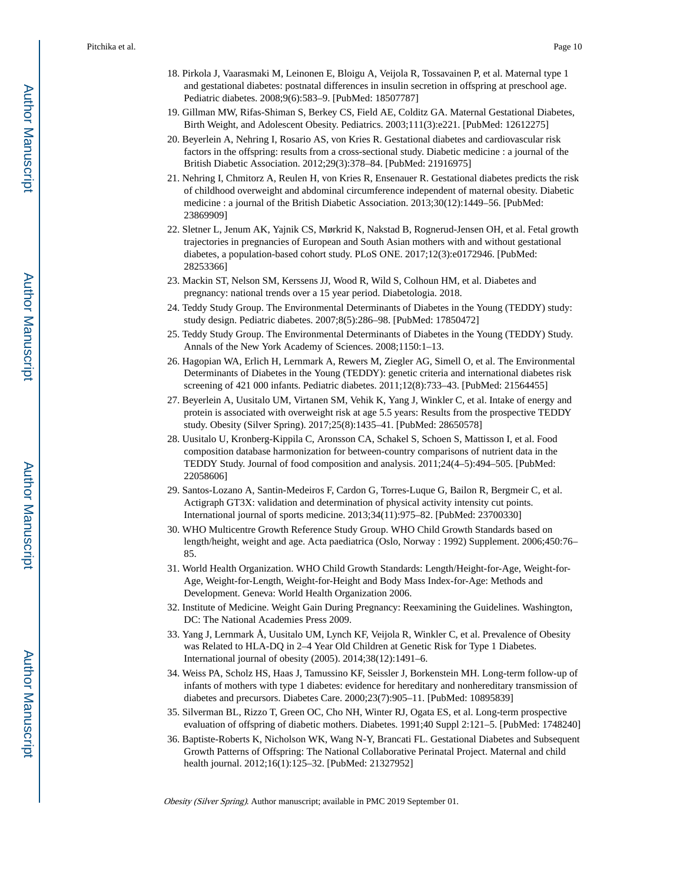18. Pirkola J, Vaarasmaki M, Leinonen E, Bloigu A, Veijola R, Tossavainen P, et al. Maternal type 1 and gestational diabetes: postnatal differences in insulin secretion in offspring at preschool age. Pediatric diabetes. 2008;9(6):583–9. [PubMed: 18507787]
19. Gillman MW, Rifas-Shiman S, Berkey CS, Field AE, Colditz GA. Maternal Gestational Diabetes, Birth Weight, and Adolescent Obesity. Pediatrics. 2003;111(3):e221. [PubMed: 12612275]
20. Beyerlein A, Nehring I, Rosario AS, von Kries R. Gestational diabetes and cardiovascular risk factors in the offspring: results from a cross-sectional study. Diabetic medicine : a journal of the British Diabetic Association. 2012;29(3):378–84. [PubMed: 21916975]
21. Nehring I, Chmitorz A, Reulen H, von Kries R, Ensenauer R. Gestational diabetes predicts the risk of childhood overweight and abdominal circumference independent of maternal obesity. Diabetic medicine : a journal of the British Diabetic Association. 2013;30(12):1449–56. [PubMed: 23869909]
22. Sletner L, Jenum AK, Yajnik CS, Mørkrid K, Nakstad B, Rognerud-Jensen OH, et al. Fetal growth trajectories in pregnancies of European and South Asian mothers with and without gestational diabetes, a population-based cohort study. PLoS ONE. 2017;12(3):e0172946. [PubMed: 28253366]
23. Mackin ST, Nelson SM, Kerssens JJ, Wood R, Wild S, Colhoun HM, et al. Diabetes and pregnancy: national trends over a 15 year period. Diabetologia. 2018.
24. Teddy Study Group. The Environmental Determinants of Diabetes in the Young (TEDDY) study: study design. Pediatric diabetes. 2007;8(5):286–98. [PubMed: 17850472]
25. Teddy Study Group. The Environmental Determinants of Diabetes in the Young (TEDDY) Study. Annals of the New York Academy of Sciences. 2008;1150:1–13.
26. Hagopian WA, Erlich H, Lernmark A, Rewers M, Ziegler AG, Simell O, et al. The Environmental Determinants of Diabetes in the Young (TEDDY): genetic criteria and international diabetes risk screening of 421 000 infants. Pediatric diabetes. 2011;12(8):733–43. [PubMed: 21564455]
27. Beyerlein A, Uusitalo UM, Virtanen SM, Vehik K, Yang J, Winkler C, et al. Intake of energy and protein is associated with overweight risk at age 5.5 years: Results from the prospective TEDDY study. Obesity (Silver Spring). 2017;25(8):1435–41. [PubMed: 28650578]
28. Uusitalo U, Kronberg-Kippila C, Aronsson CA, Schakel S, Schoen S, Mattisson I, et al. Food composition database harmonization for between-country comparisons of nutrient data in the TEDDY Study. Journal of food composition and analysis. 2011;24(4–5):494–505. [PubMed: 22058606]
29. Santos-Lozano A, Santin-Medeiros F, Cardon G, Torres-Luque G, Bailon R, Bergmeir C, et al. Actigraph GT3X: validation and determination of physical activity intensity cut points. International journal of sports medicine. 2013;34(11):975–82. [PubMed: 23700330]
30. WHO Multicentre Growth Reference Study Group. WHO Child Growth Standards based on length/height, weight and age. Acta paediatrica (Oslo, Norway : 1992) Supplement. 2006;450:76–85.
31. World Health Organization. WHO Child Growth Standards: Length/Height-for-Age, Weight-for-Age, Weight-for-Length, Weight-for-Height and Body Mass Index-for-Age: Methods and Development. Geneva: World Health Organization 2006.
32. Institute of Medicine. Weight Gain During Pregnancy: Reexamining the Guidelines. Washington, DC: The National Academies Press 2009.
33. Yang J, Lernmark Å, Uusitalo UM, Lynch KF, Veijola R, Winkler C, et al. Prevalence of Obesity was Related to HLA-DQ in 2–4 Year Old Children at Genetic Risk for Type 1 Diabetes. International journal of obesity (2005). 2014;38(12):1491–6.
34. Weiss PA, Scholz HS, Haas J, Tamussino KF, Seissler J, Borkenstein MH. Long-term follow-up of infants of mothers with type 1 diabetes: evidence for hereditary and nonhereditary transmission of diabetes and precursors. Diabetes Care. 2000;23(7):905–11. [PubMed: 10895839]
35. Silverman BL, Rizzo T, Green OC, Cho NH, Winter RJ, Ogata ES, et al. Long-term prospective evaluation of offspring of diabetic mothers. Diabetes. 1991;40 Suppl 2:121–5. [PubMed: 1748240]
36. Baptiste-Roberts K, Nicholson WK, Wang N-Y, Brancati FL. Gestational Diabetes and Subsequent Growth Patterns of Offspring: The National Collaborative Perinatal Project. Maternal and child health journal. 2012;16(1):125–32. [PubMed: 21327952]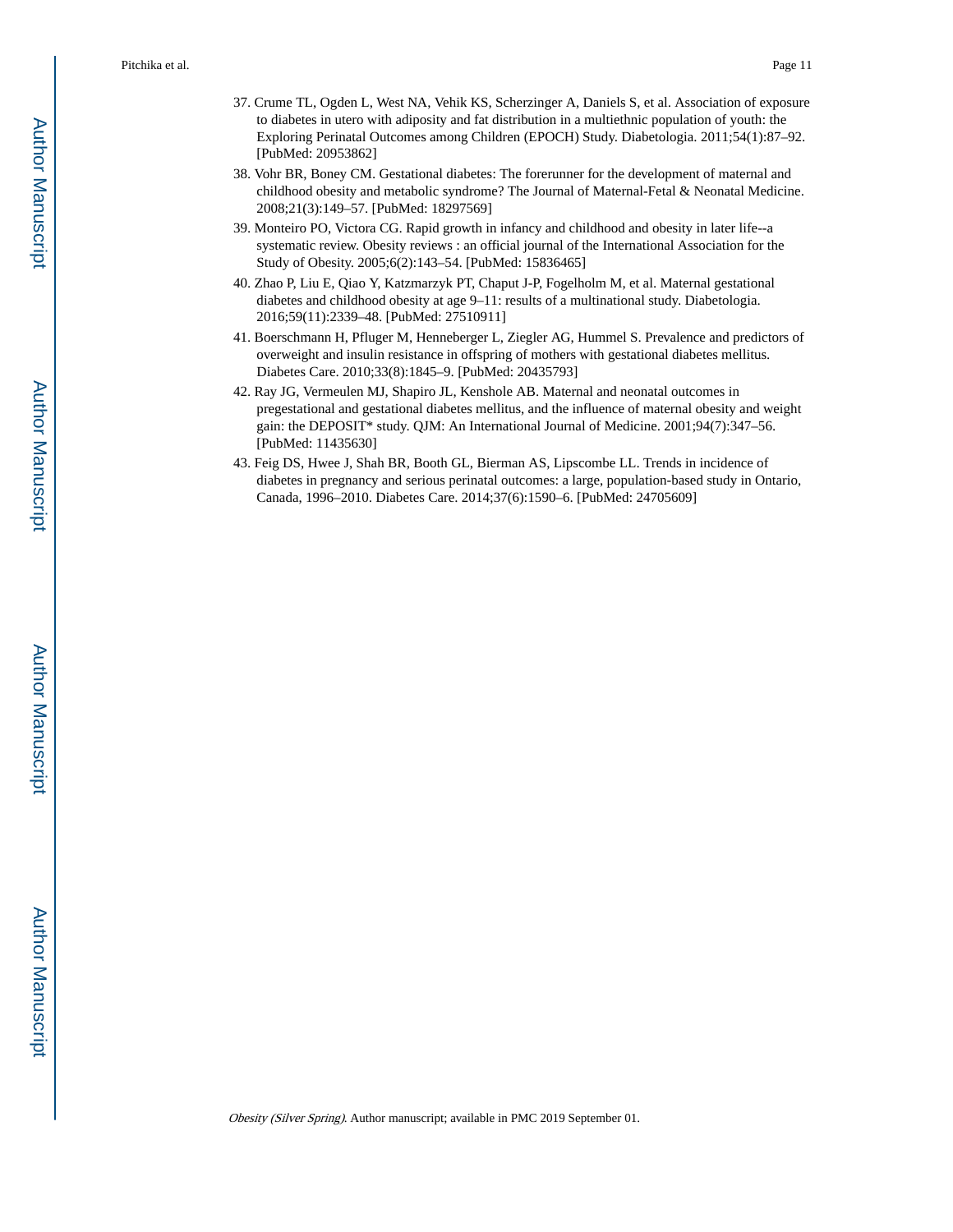37. Crume TL, Ogden L, West NA, Vehik KS, Scherzinger A, Daniels S, et al. Association of exposure to diabetes in utero with adiposity and fat distribution in a multiethnic population of youth: the Exploring Perinatal Outcomes among Children (EPOCH) Study. Diabetologia. 2011;54(1):87–92. [PubMed: 20953862]
38. Vohr BR, Boney CM. Gestational diabetes: The forerunner for the development of maternal and childhood obesity and metabolic syndrome? The Journal of Maternal-Fetal & Neonatal Medicine. 2008;21(3):149–57. [PubMed: 18297569]
39. Monteiro PO, Victora CG. Rapid growth in infancy and childhood and obesity in later life--a systematic review. Obesity reviews : an official journal of the International Association for the Study of Obesity. 2005;6(2):143–54. [PubMed: 15836465]
40. Zhao P, Liu E, Qiao Y, Katzmarzyk PT, Chaput J-P, Fogelholm M, et al. Maternal gestational diabetes and childhood obesity at age 9–11: results of a multinational study. Diabetologia. 2016;59(11):2339–48. [PubMed: 27510911]
41. Boerschmann H, Pfluger M, Henneberger L, Ziegler AG, Hummel S. Prevalence and predictors of overweight and insulin resistance in offspring of mothers with gestational diabetes mellitus. Diabetes Care. 2010;33(8):1845–9. [PubMed: 20435793]
42. Ray JG, Vermeulen MJ, Shapiro JL, Kenshole AB. Maternal and neonatal outcomes in pregestational and gestational diabetes mellitus, and the influence of maternal obesity and weight gain: the DEPOSIT* study. QJM: An International Journal of Medicine. 2001;94(7):347–56. [PubMed: 11435630]
43. Feig DS, Hwee J, Shah BR, Booth GL, Bierman AS, Lipscombe LL. Trends in incidence of diabetes in pregnancy and serious perinatal outcomes: a large, population-based study in Ontario, Canada, 1996–2010. Diabetes Care. 2014;37(6):1590–6. [PubMed: 24705609]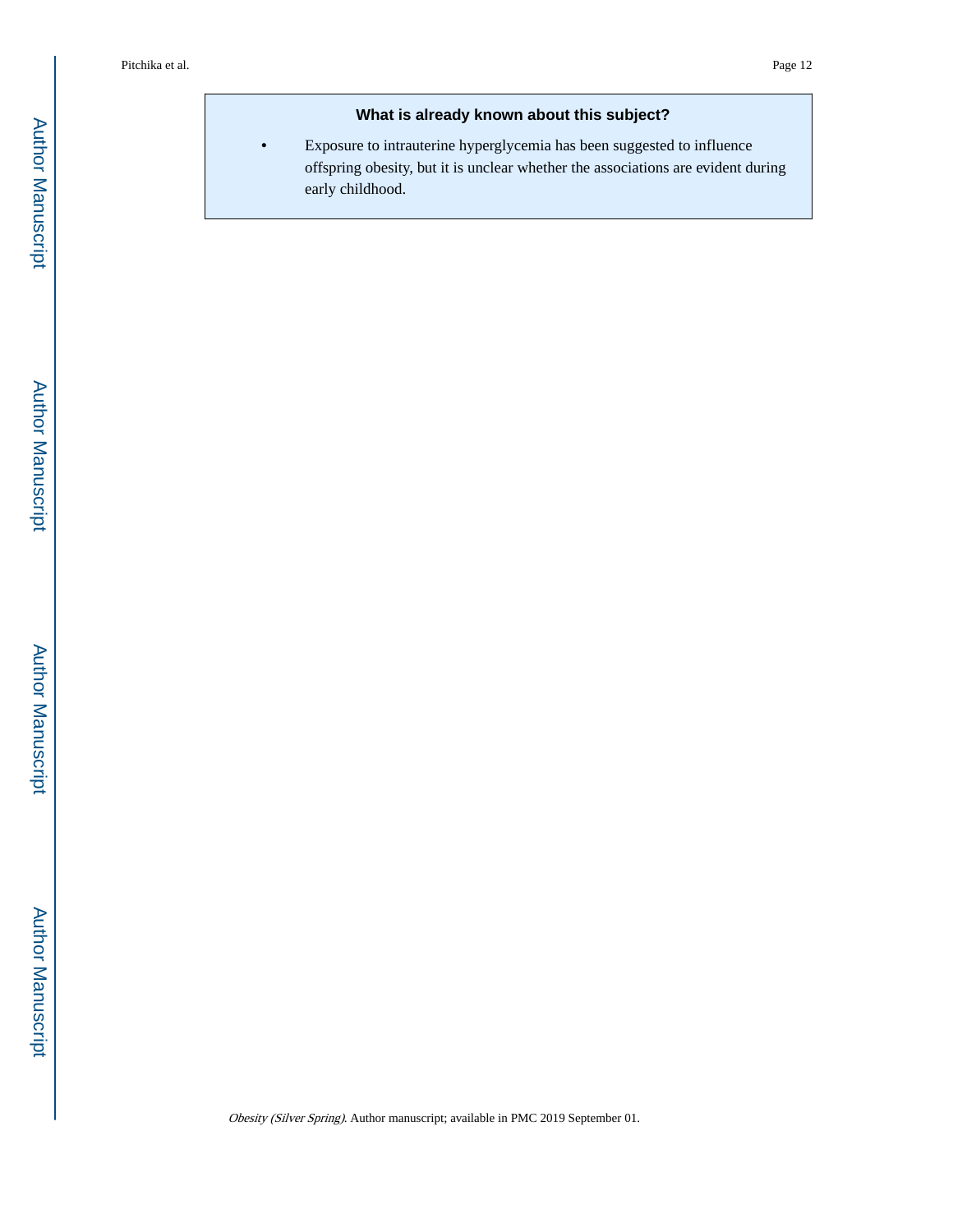### What is already known about this subject?

- Exposure to intrauterine hyperglycemia has been suggested to influence offspring obesity, but it is unclear whether the associations are evident during early childhood.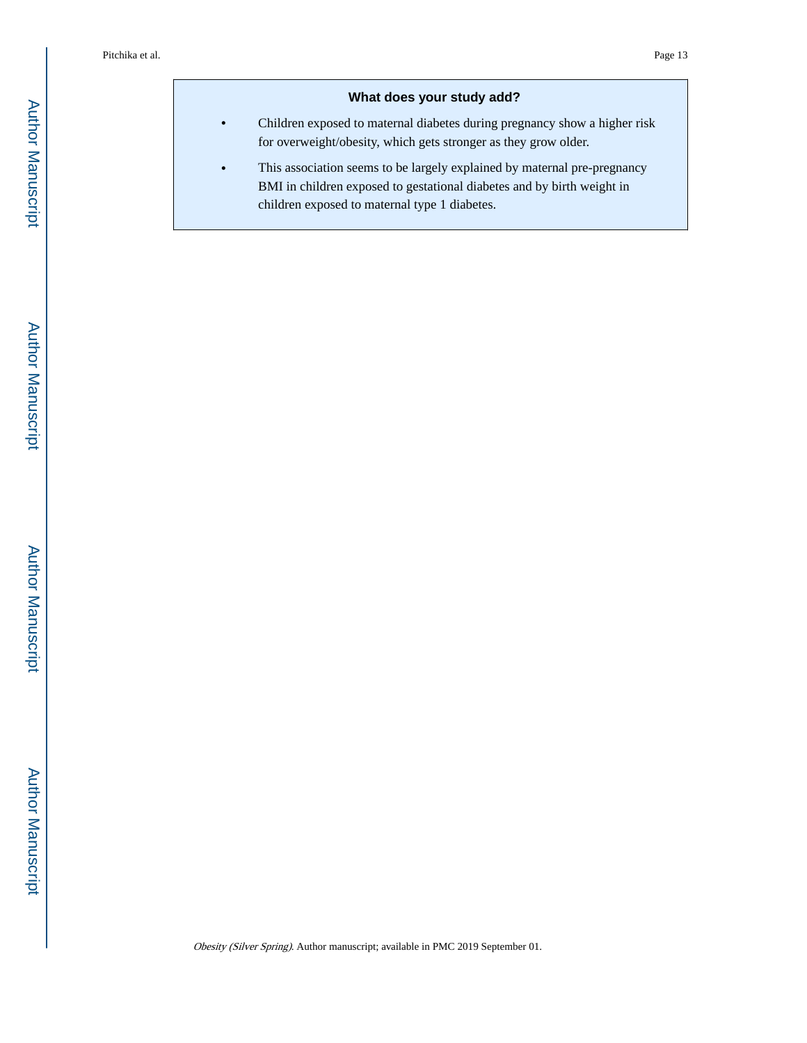### What does your study add?

- Children exposed to maternal diabetes during pregnancy show a higher risk for overweight/obesity, which gets stronger as they grow older.
- This association seems to be largely explained by maternal pre-pregnancy BMI in children exposed to gestational diabetes and by birth weight in children exposed to maternal type 1 diabetes.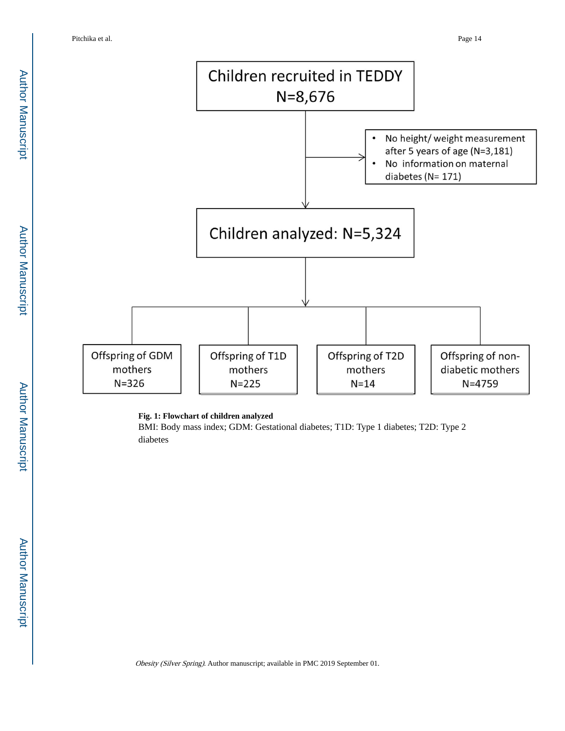Children recruited in TEDDY
N=8,676

- No height/ weight measurement after 5 years of age (N=3,181)
- No information on maternal diabetes (N= 171)

Children analyzed: N=5,324

| Offspring of GDM mothers | Offspring of T1D mothers | Offspring of T2D mothers | Offspring of non-diabetic mothers |
|---|---|---|---|
| N=326 | N=225 | N=14 | N=4759 |

**Fig. 1: Flowchart of children analyzed**

BMI: Body mass index; GDM: Gestational diabetes; T1D: Type 1 diabetes; T2D: Type 2 diabetes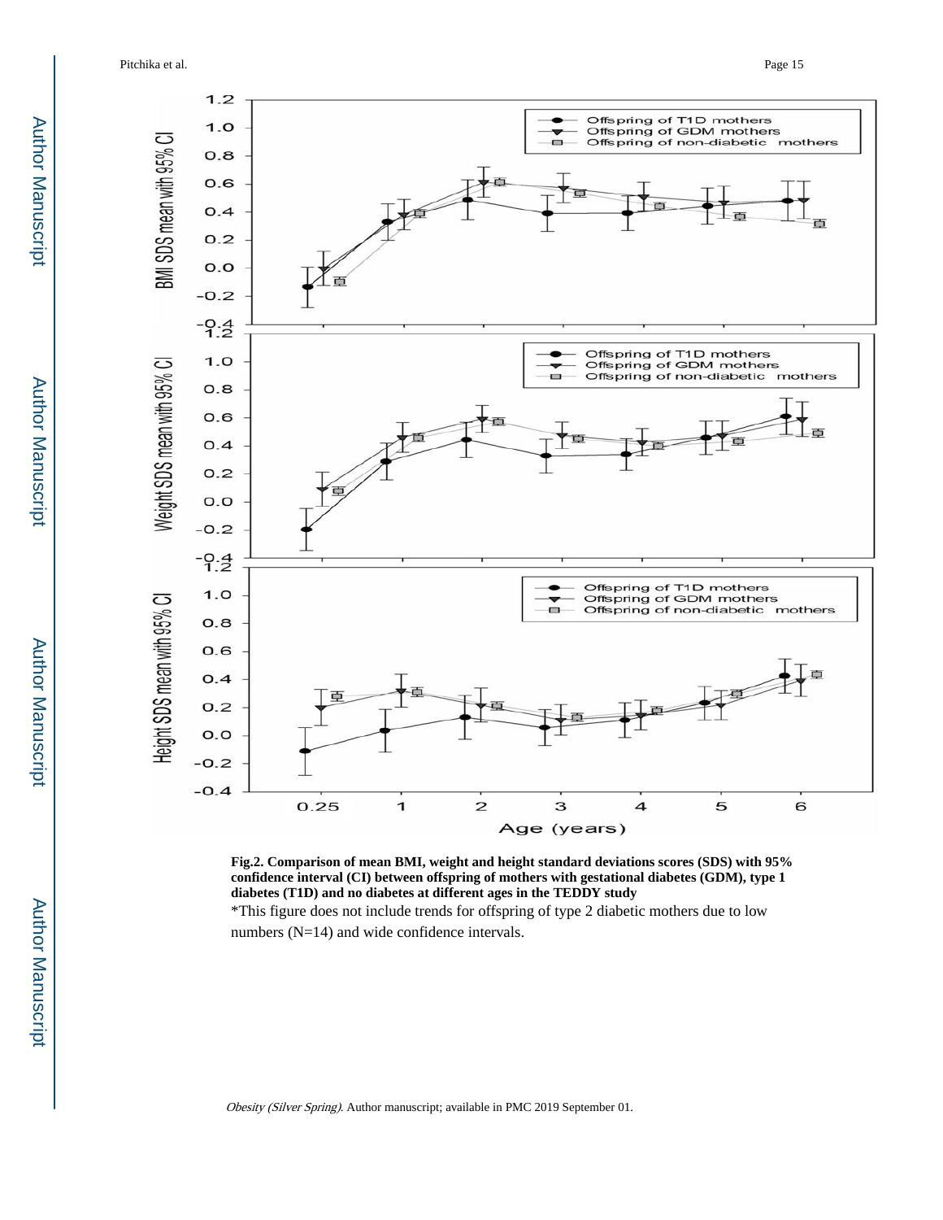**Fig.2. Comparison of mean BMI, weight and height standard deviations scores (SDS) with 95% confidence interval (CI) between offspring of mothers with gestational diabetes (GDM), type 1 diabetes (T1D) and no diabetes at different ages in the TEDDY study**

*This figure does not include trends for offspring of type 2 diabetic mothers due to low numbers (N=14) and wide confidence intervals.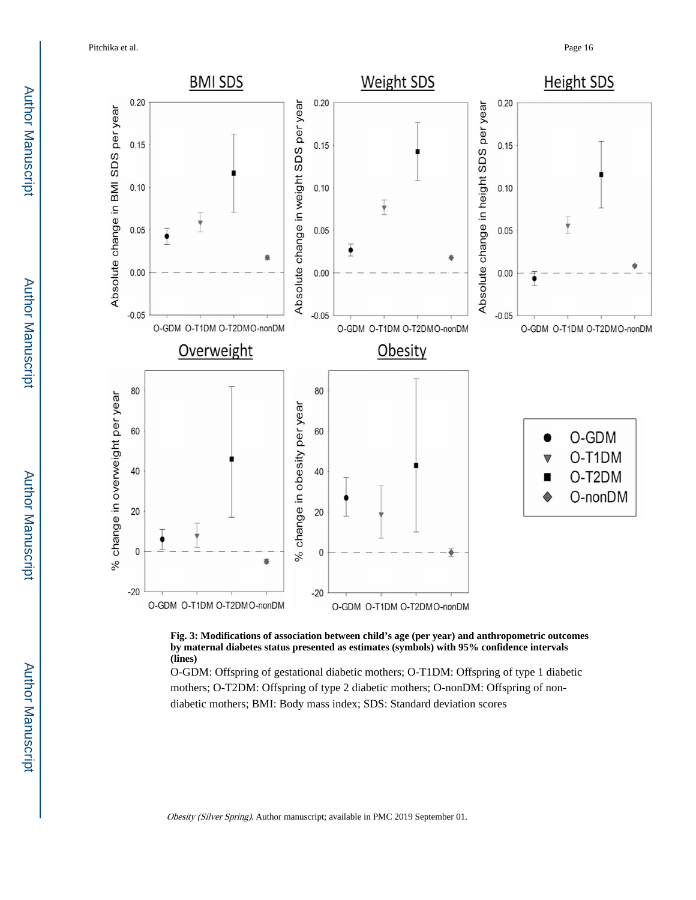**Fig. 3: Modifications of association between child's age (per year) and anthropometric outcomes by maternal diabetes status presented as estimates (symbols) with 95% confidence intervals (lines)**

O-GDM: Offspring of gestational diabetic mothers; O-T1DM: Offspring of type 1 diabetic mothers; O-T2DM: Offspring of type 2 diabetic mothers; O-nonDM: Offspring of non-diabetic mothers; BMI: Body mass index; SDS: Standard deviation scores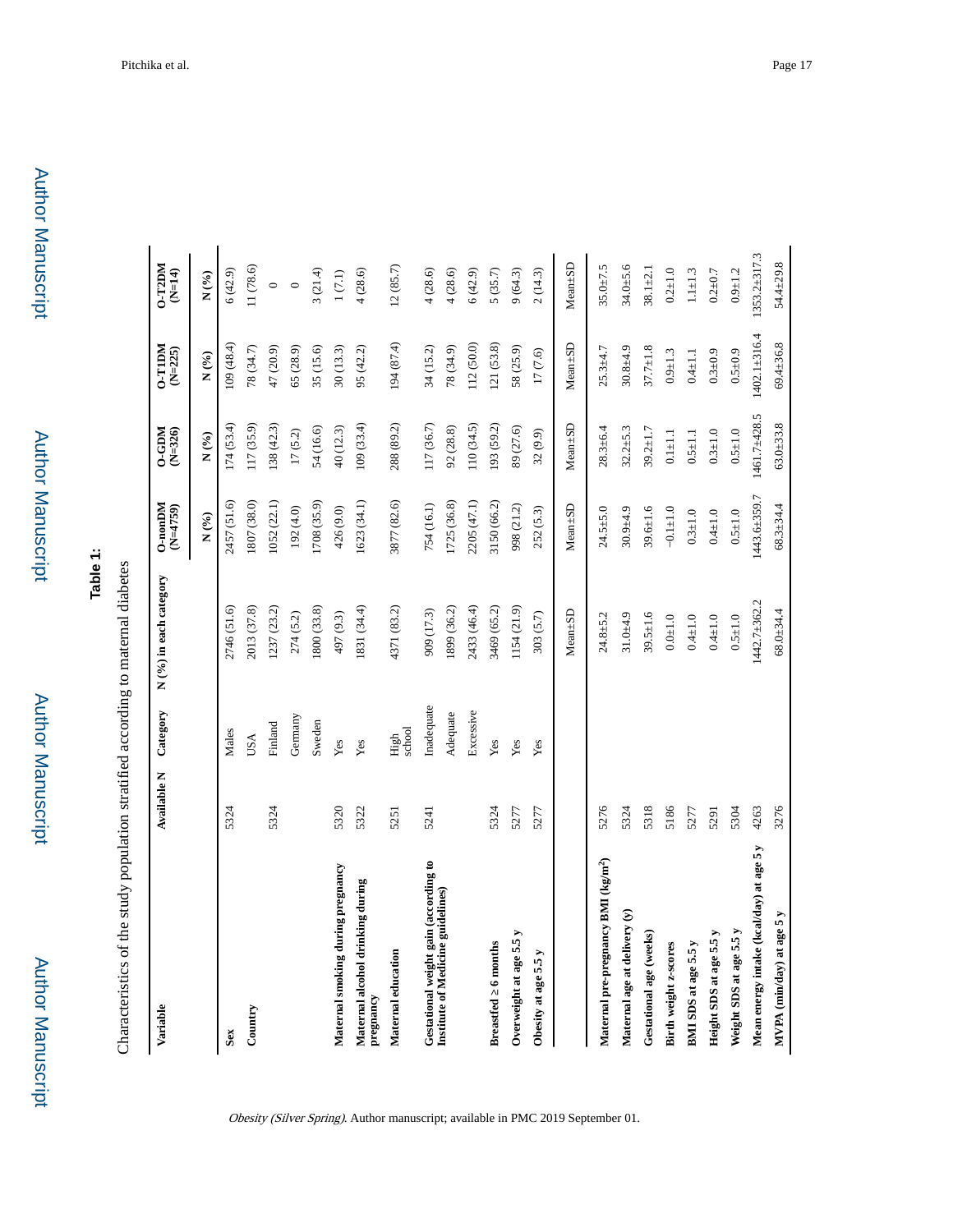**Table 1:**

Characteristics of the study population stratified according to maternal diabetes

| Variable | Available N | Category | N (%) in each category | O-nonDM (N=4759) | O-GDM (N=326) | O-T1DM (N=225) | O-T2DM (N=14) |
|---|---|---|---|---|---|---|---|
| | | | | N (%) | N (%) | N (%) | N (%) |
| **Sex** | 5324 | Males | 2746 (51.6) | 2457 (51.6) | 174 (53.4) | 109 (48.4) | 6 (42.9) |
| **Country** | | USA | 2013 (37.8) | 1807 (38.0) | 117 (35.9) | 78 (34.7) | 11 (78.6) |
| | 5324 | Finland | 1237 (23.2) | 1052 (22.1) | 138 (42.3) | 47 (20.9) | 0 |
| | | Germany | 274 (5.2) | 192 (4.0) | 17 (5.2) | 65 (28.9) | 0 |
| | | Sweden | 1800 (33.8) | 1708 (35.9) | 54 (16.6) | 35 (15.6) | 3 (21.4) |
| **Maternal smoking during pregnancy** | 5320 | Yes | 497 (9.3) | 426 (9.0) | 40 (12.3) | 30 (13.3) | 1 (7.1) |
| **Maternal alcohol drinking during pregnancy** | 5322 | Yes | 1831 (34.4) | 1623 (34.1) | 109 (33.4) | 95 (42.2) | 4 (28.6) |
| **Maternal education** | 5251 | High school | 4371 (83.2) | 3877 (82.6) | 288 (89.2) | 194 (87.4) | 12 (85.7) |
| **Gestational weight gain (according to Institute of Medicine guidelines)** | 5241 | Inadequate | 909 (17.3) | 754 (16.1) | 117 (36.7) | 34 (15.2) | 4 (28.6) |
| | | Adequate | 1899 (36.2) | 1725 (36.8) | 92 (28.8) | 78 (34.9) | 4 (28.6) |
| | | Excessive | 2433 (46.4) | 2205 (47.1) | 110 (34.5) | 112 (50.0) | 6 (42.9) |
| **Breastfed ≥ 6 months** | 5324 | Yes | 3469 (65.2) | 3150 (66.2) | 193 (59.2) | 121 (53.8) | 5 (35.7) |
| **Overweight at age 5.5 y** | 5277 | Yes | 1154 (21.9) | 998 (21.2) | 89 (27.6) | 58 (25.9) | 9 (64.3) |
| **Obesity at age 5.5 y** | 5277 | Yes | 303 (5.7) | 252 (5.3) | 32 (9.9) | 17 (7.6) | 2 (14.3) |
| | | | Mean±SD | Mean±SD | Mean±SD | Mean±SD | Mean±SD |
| **Maternal pre-pregnancy BMI (kg/m$^2$)** | 5276 | | 24.8±5.2 | 24.5±5.0 | 28.3±6.4 | 25.3±4.7 | 35.0±7.5 |
| **Maternal age at delivery (y)** | 5324 | | 31.0±4.9 | 30.9±4.9 | 32.2±5.3 | 30.8±4.9 | 34.0±5.6 |
| **Gestational age (weeks)** | 5318 | | 39.5±1.6 | 39.6±1.6 | 39.2±1.7 | 37.7±1.8 | 38.1±2.1 |
| **Birth weight z-scores** | 5186 | | 0.0±1.0 | −0.1±1.0 | 0.1±1.1 | 0.9±1.3 | 0.2±1.0 |
| **BMI SDS at age 5.5 y** | 5277 | | 0.4±1.0 | 0.3±1.0 | 0.5±1.1 | 0.4±1.1 | 1.1±1.3 |
| **Height SDS at age 5.5 y** | 5291 | | 0.4±1.0 | 0.4±1.0 | 0.3±1.0 | 0.3±0.9 | 0.2±0.7 |
| **Weight SDS at age 5.5 y** | 5304 | | 0.5±1.0 | 0.5±1.0 | 0.5±1.0 | 0.5±0.9 | 0.9±1.2 |
| **Mean energy intake (kcal/day) at age 5 y** | 4263 | | 1442.7±362.2 | 1443.6±359.7 | 1461.7±428.5 | 1402.1±316.4 | 1353.2±317.3 |
| **MVPA (min/day) at age 5 y** | 3276 | | 68.0±34.4 | 68.3±34.4 | 63.0±33.8 | 69.4±36.8 | 54.4±29.8 |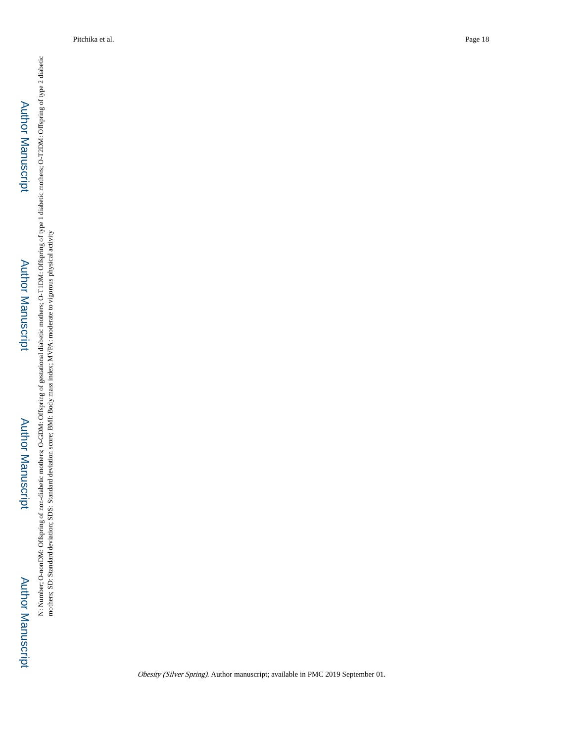N: Number; O-nonDM: Offspring of non-diabetic mothers; O-GDM: Offspring of gestational diabetic mothers; O-T1DM: Offspring of type 1 diabetic mothers; O-T2DM: Offspring of type 2 diabetic mothers; SD: Standard deviation; SDS: Standard deviation score; BMI: Body mass index; MVPA: moderate to vigorous physical activity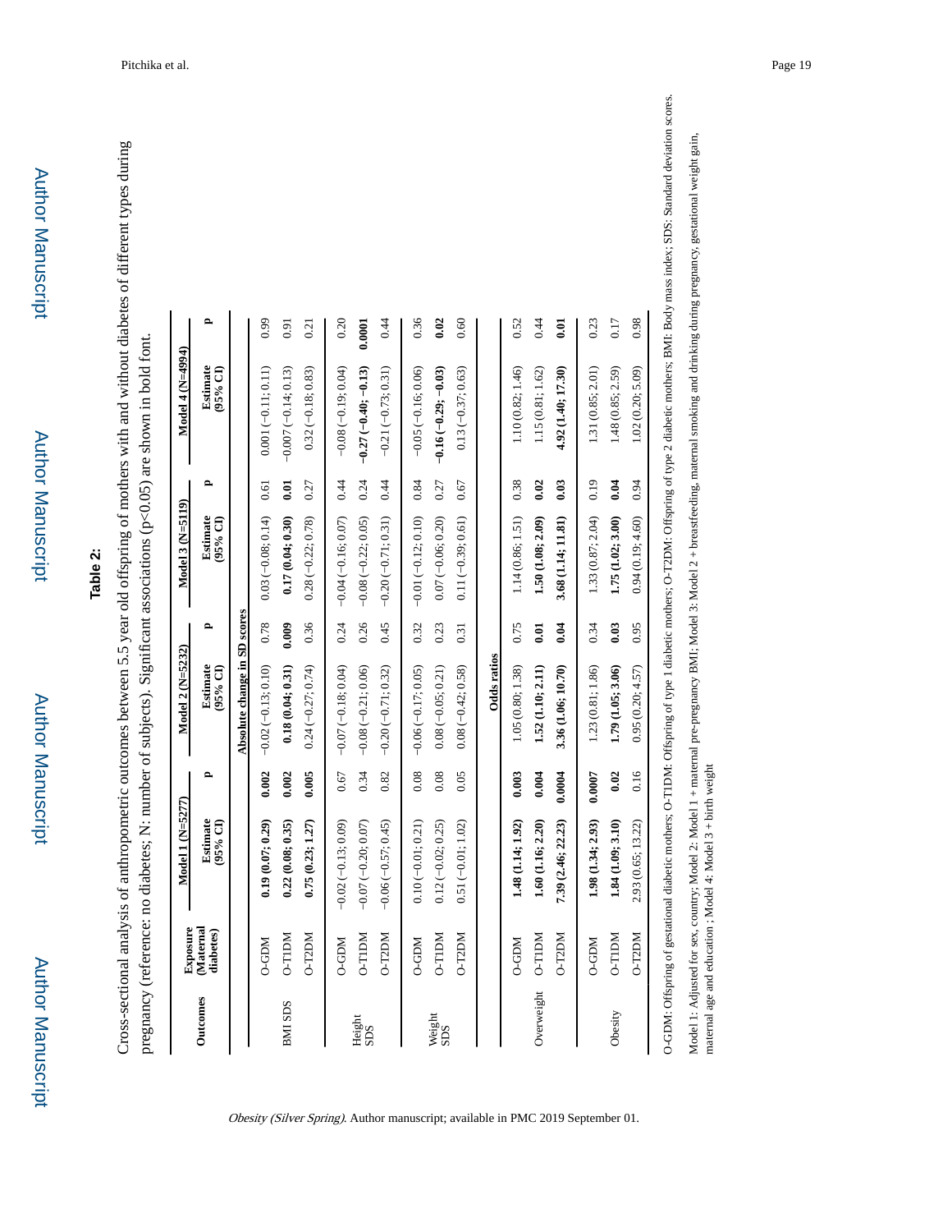## Table 2:

Cross-sectional analysis of anthropometric outcomes between 5.5 year old offspring of mothers with and without diabetes of different types during pregnancy (reference: no diabetes; N: number of subjects). Significant associations (p<0.05) are shown in bold font.

| Outcomes | Exposure (Maternal diabetes) | Model 1 (N=5277) Estimate (95% CI) | p | Model 2 (N=5232) Estimate (95% CI) | p | Model 3 (N=5119) Estimate (95% CI) | p | Model 4 (N=4994) Estimate (95% CI) | p |
|---|---|---|---|---|---|---|---|---|---|
| | | | | **Absolute change in SD scores** | | | | | |
| BMI SDS | O-GDM | **0.19 (0.07; 0.29)** | **0.002** | −0.02 (−0.13; 0.10) | 0.78 | 0.03 (−0.08; 0.14) | 0.61 | 0.001 (−0.11; 0.11) | 0.99 |
| | O-T1DM | **0.22 (0.08; 0.35)** | **0.002** | **0.18 (0.04; 0.31)** | **0.009** | **0.17 (0.04; 0.30)** | **0.01** | −0.007 (−0.14; 0.13) | 0.91 |
| | O-T2DM | **0.75 (0.23; 1.27)** | **0.005** | 0.24 (−0.27; 0.74) | 0.36 | 0.28 (−0.22; 0.78) | 0.27 | 0.32 (−0.18; 0.83) | 0.21 |
| Height SDS | O-GDM | −0.02 (−0.13; 0.09) | 0.67 | −0.07 (−0.18; 0.04) | 0.24 | −0.04 (−0.16; 0.07) | 0.44 | −0.08 (−0.19; 0.04) | 0.20 |
| | O-T1DM | −0.07 (−0.20; 0.07) | 0.34 | −0.08 (−0.21; 0.06) | 0.26 | −0.08 (−0.22; 0.05) | 0.24 | **−0.27 (−0.40; −0.13)** | **0.0001** |
| | O-T2DM | −0.06 (−0.57; 0.45) | 0.82 | −0.20 (−0.71; 0.32) | 0.45 | −0.20 (−0.71; 0.31) | 0.44 | −0.21 (−0.73; 0.31) | 0.44 |
| Weight SDS | O-GDM | 0.10 (−0.01; 0.21) | 0.08 | −0.06 (−0.17; 0.05) | 0.32 | −0.01 (−0.12; 0.10) | 0.84 | −0.05 (−0.16; 0.06) | 0.36 |
| | O-T1DM | 0.12 (−0.02; 0.25) | 0.08 | 0.08 (−0.05; 0.21) | 0.23 | 0.07 (−0.06; 0.20) | 0.27 | **−0.16 (−0.29; −0.03)** | **0.02** |
| | O-T2DM | 0.51 (−0.01; 1.02) | 0.05 | 0.08 (−0.42; 0.58) | 0.31 | 0.11 (−0.39; 0.61) | 0.67 | 0.13 (−0.37; 0.63) | 0.60 |
| | | | | **Odds ratios** | | | | | |
| Overweight | O-GDM | **1.48 (1.14; 1.92)** | **0.003** | 1.05 (0.80; 1.38) | 0.75 | 1.14 (0.86; 1.51) | 0.38 | 1.10 (0.82; 1.46) | 0.52 |
| | O-T1DM | **1.60 (1.16; 2.20)** | **0.004** | **1.52 (1.10; 2.11)** | **0.01** | **1.50 (1.08; 2.09)** | **0.02** | 1.15 (0.81; 1.62) | 0.44 |
| | O-T2DM | **7.39 (2.46; 22.23)** | **0.0004** | **3.36 (1.06; 10.70)** | **0.04** | **3.68 (1.14; 11.81)** | **0.03** | **4.92 (1.40; 17.30)** | **0.01** |
| Obesity | O-GDM | **1.98 (1.34; 2.93)** | **0.0007** | 1.23 (0.81; 1.86) | 0.34 | 1.33 (0.87; 2.04) | 0.19 | 1.31 (0.85; 2.01) | 0.23 |
| | O-T1DM | **1.84 (1.09; 3.10)** | **0.02** | **1.79 (1.05; 3.06)** | **0.03** | **1.75 (1.02; 3.00)** | **0.04** | 1.48 (0.85; 2.59) | 0.17 |
| | O-T2DM | 2.93 (0.65; 13.22) | 0.16 | 0.95 (0.20; 4.57) | 0.95 | 0.94 (0.19; 4.60) | 0.94 | 1.02 (0.20; 5.09) | 0.98 |

O-GDM: Offspring of gestational diabetic mothers; O-T1DM: Offspring of type 1 diabetic mothers; O-T2DM: Offspring of type 2 diabetic mothers; BMI: Body mass index; SDS: Standard deviation scores.

Model 1: Adjusted for sex, country; Model 2: Model 1 + maternal pre-pregnancy BMI; Model 3: Model 2 + breastfeeding, maternal smoking and drinking during pregnancy, gestational weight gain, maternal age and education ; Model 4: Model 3 + birth weight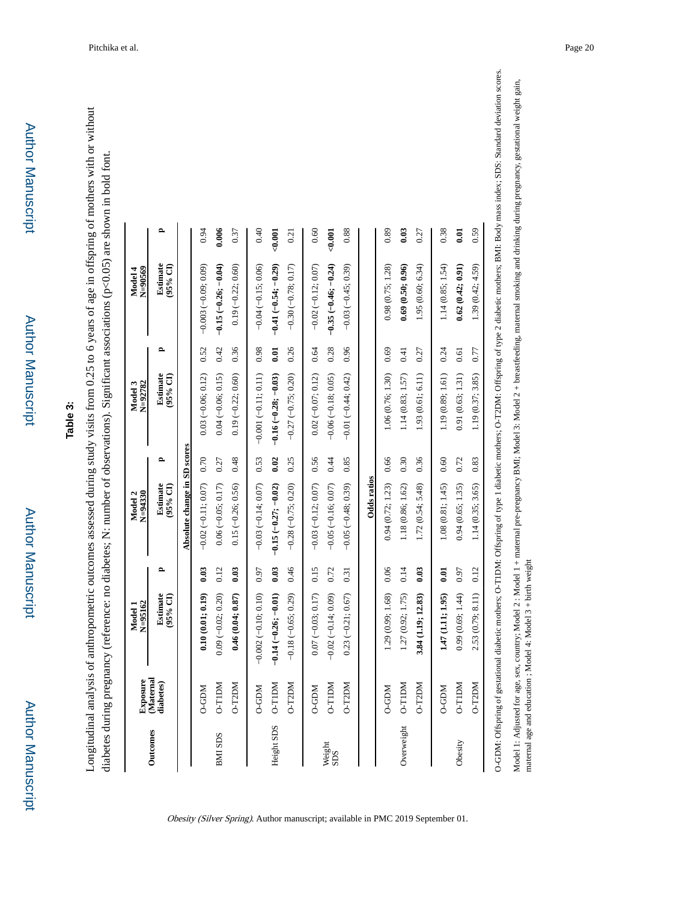## Table 3:

Longitudinal analysis of anthropometric outcomes assessed during study visits from 0.25 to 6 years of age in offspring of mothers with or without diabetes during pregnancy (reference: no diabetes; N: number of observations). Significant associations (p<0.05) are shown in bold font.

| Outcomes | Exposure (Maternal diabetes) | Model 1 N=95162 | | Model 2 N=94330 | | Model 3 N=92782 | | Model 4 N=90569 | |
|---|---|---|---|---|---|---|---|---|---|
| | | Estimate (95% CI) | P | Estimate (95% CI) | P | Estimate (95% CI) | P | Estimate (95% CI) | P |
| | | | | **Absolute change in SD scores** | | | | | |
| BMI SDS | O-GDM | **0.10 (0.01; 0.19)** | **0.03** | −0.02 (−0.11; 0.07) | 0.70 | 0.03 (−0.06; 0.12) | 0.52 | −0.003 (−0.09; 0.09) | 0.94 |
| | O-T1DM | 0.09 (−0.02; 0.20) | 0.12 | 0.06 (−0.05; 0.17) | 0.27 | 0.04 (−0.06; 0.15) | 0.42 | **−0.15 (−0.26; −0.04)** | **0.006** |
| | O-T2DM | **0.46 (0.04; 0.87)** | **0.03** | 0.15 (−0.26; 0.56) | 0.48 | 0.19 (−0.22; 0.60) | 0.36 | 0.19 (−0.22; 0.60) | 0.37 |
| Height SDS | O-GDM | −0.002 (−0.10; 0.10) | 0.97 | −0.03 (−0.14; 0.07) | 0.53 | −0.001 (−0.11; 0.11) | 0.98 | −0.04 (−0.15; 0.06) | 0.40 |
| | O-T1DM | **−0.14 (−0.26; −0.01)** | **0.03** | **−0.15 (−0.27; −0.02)** | **0.02** | **−0.16 (−0.28; −0.03)** | **0.01** | **−0.41 (−0.54; −0.29)** | **<0.001** |
| | O-T2DM | −0.18 (−0.65; 0.29) | 0.46 | −0.28 (−0.75; 0.20) | 0.25 | −0.27 (−0.75; 0.20) | 0.26 | −0.30 (−0.78; 0.17) | 0.21 |
| Weight SDS | O-GDM | 0.07 (−0.03; 0.17) | 0.15 | −0.03 (−0.12; 0.07) | 0.56 | 0.02 (−0.07; 0.12) | 0.64 | −0.02 (−0.12; 0.07) | 0.60 |
| | O-T1DM | −0.02 (−0.14; 0.09) | 0.72 | −0.05 (−0.16; 0.07) | 0.44 | −0.06 (−0.18; 0.05) | 0.28 | **−0.35 (−0.46; −0.24)** | **<0.001** |
| | O-T2DM | 0.23 (−0.21; 0.67) | 0.31 | −0.05 (−0.48; 0.39) | 0.85 | −0.01 (−0.44; 0.42) | 0.96 | −0.03 (−0.45; 0.39) | 0.88 |
| | | | | **Odds ratios** | | | | | |
| Overweight | O-GDM | 1.29 (0.99; 1.68) | 0.06 | 0.94 (0.72; 1.23) | 0.66 | 1.06 (0.76; 1.30) | 0.69 | 0.98 (0.75; 1.28) | 0.89 |
| | O-T1DM | 1.27 (0.92; 1.75) | 0.14 | 1.18 (0.86; 1.62) | 0.30 | 1.14 (0.83; 1.57) | 0.41 | **0.69 (0.50; 0.96)** | **0.03** |
| | O-T2DM | **3.84 (1.19; 12.83)** | **0.03** | 1.72 (0.54; 5.48) | 0.36 | 1.93 (0.61; 6.11) | 0.27 | 1.95 (0.60; 6.34) | 0.27 |
| Obesity | O-GDM | **1.47 (1.11; 1.95)** | **0.01** | 1.08 (0.81; 1.45) | 0.60 | 1.19 (0.89; 1.61) | 0.24 | 1.14 (0.85; 1.54) | 0.38 |
| | O-T1DM | 0.99 (0.69; 1.44) | 0.97 | 0.94 (0.65; 1.35) | 0.72 | 0.91 (0.63; 1.31) | 0.61 | **0.62 (0.42; 0.91)** | **0.01** |
| | O-T2DM | 2.53 (0.79; 8.11) | 0.12 | 1.14 (0.35; 3.65) | 0.83 | 1.19 (0.37; 3.85) | 0.77 | 1.39 (0.42; 4.59) | 0.59 |

O-GDM: Offspring of gestational diabetic mothers; O-T1DM: Offspring of type 1 diabetic mothers; O-T2DM: Offspring of type 2 diabetic mothers; BMI: Body mass index; SDS: Standard deviation scores.

Model 1: Adjusted for age, sex, country; Model 2 : Model 1 + maternal pre-pregnancy BMI; Model 3: Model 2 + breastfeeding, maternal smoking and drinking during pregnancy, gestational weight gain, maternal age and education ; Model 4: Model 3 + birth weight